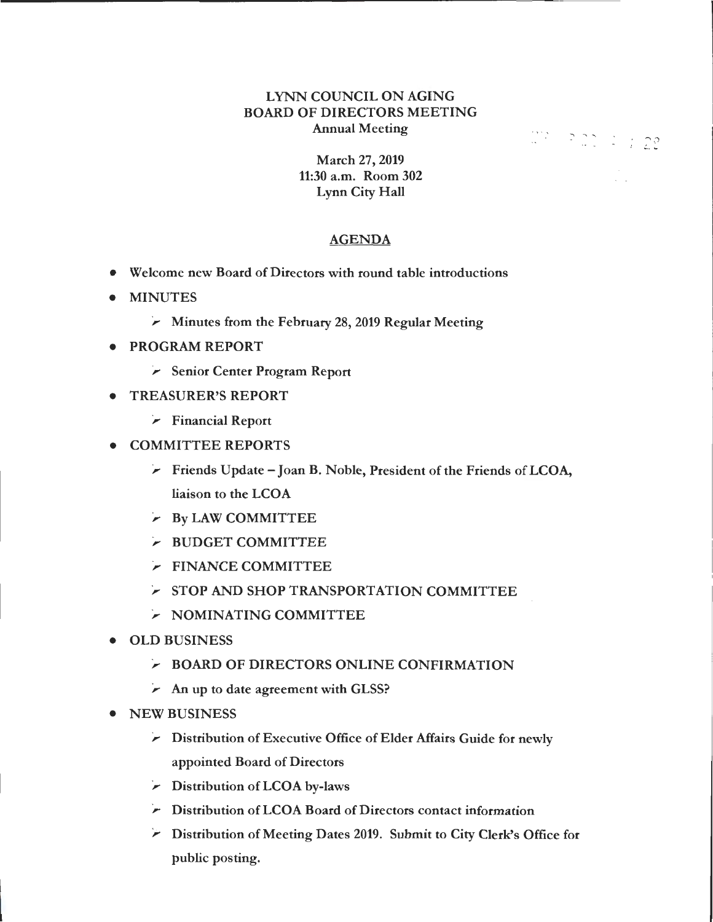# LYNN COUNCIL ON AGING
## BOARD OF DIRECTORS MEETING
### Annual Meeting

March 27, 2019
11:30 a.m. Room 302
Lynn City Hall

## AGENDA

- Welcome new Board of Directors with round table introductions
- MINUTES
  - Minutes from the February 28, 2019 Regular Meeting
- PROGRAM REPORT
  - Senior Center Program Report
- TREASURER'S REPORT
  - Financial Report
- COMMITTEE REPORTS
  - Friends Update – Joan B. Noble, President of the Friends of LCOA, liaison to the LCOA
  - By LAW COMMITTEE
  - BUDGET COMMITTEE
  - FINANCE COMMITTEE
  - STOP AND SHOP TRANSPORTATION COMMITTEE
  - NOMINATING COMMITTEE
- OLD BUSINESS
  - BOARD OF DIRECTORS ONLINE CONFIRMATION
  - An up to date agreement with GLSS?
- NEW BUSINESS
  - Distribution of Executive Office of Elder Affairs Guide for newly appointed Board of Directors
  - Distribution of LCOA by-laws
  - Distribution of LCOA Board of Directors contact information
  - Distribution of Meeting Dates 2019. Submit to City Clerk's Office for public posting.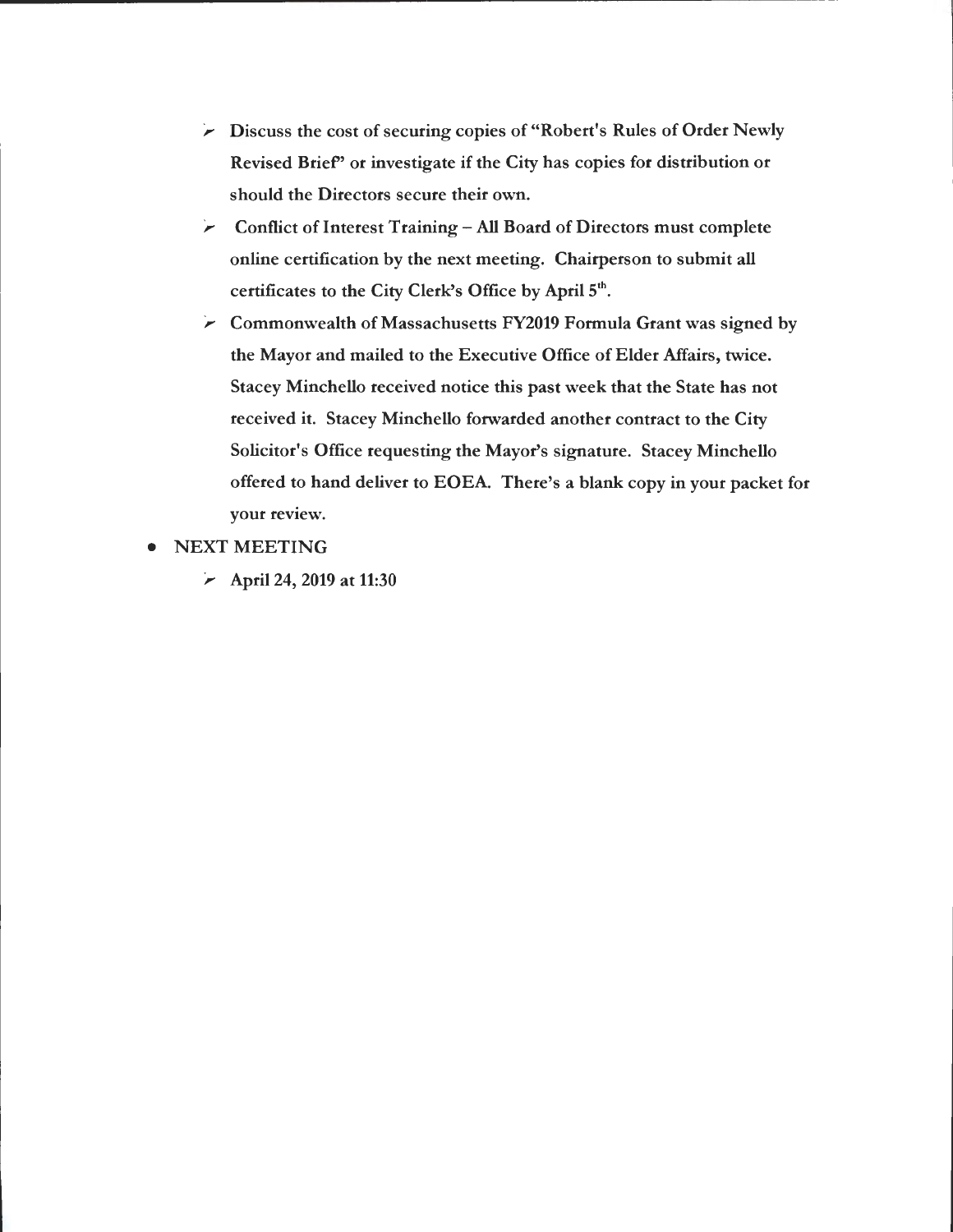- **Discuss the cost of securing copies of "Robert's Rules of Order Newly Revised Brief" or investigate if the City has copies for distribution or should the Directors secure their own.**
- **Conflict of Interest Training – All Board of Directors must complete online certification by the next meeting. Chairperson to submit all certificates to the City Clerk's Office by April 5th.**
- **Commonwealth of Massachusetts FY2019 Formula Grant was signed by the Mayor and mailed to the Executive Office of Elder Affairs, twice. Stacey Minchello received notice this past week that the State has not received it. Stacey Minchello forwarded another contract to the City Solicitor's Office requesting the Mayor's signature. Stacey Minchello offered to hand deliver to EOEA. There's a blank copy in your packet for your review.**

- **NEXT MEETING**
  - **April 24, 2019 at 11:30**